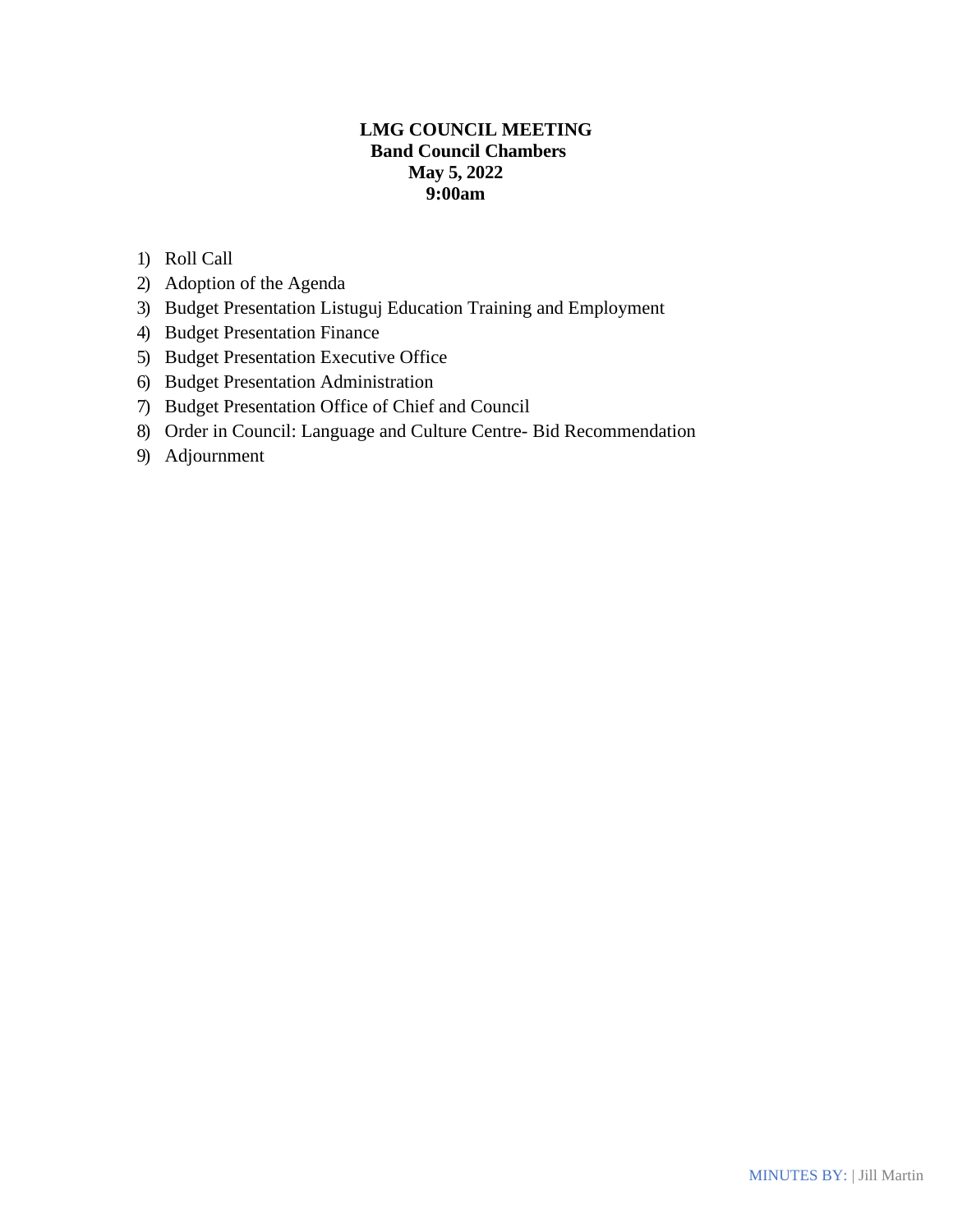**LMG COUNCIL MEETING**
**Band Council Chambers**
**May 5, 2022**
**9:00am**

1) Roll Call
2) Adoption of the Agenda
3) Budget Presentation Listuguj Education Training and Employment
4) Budget Presentation Finance
5) Budget Presentation Executive Office
6) Budget Presentation Administration
7) Budget Presentation Office of Chief and Council
8) Order in Council: Language and Culture Centre- Bid Recommendation
9) Adjournment

MINUTES BY: | Jill Martin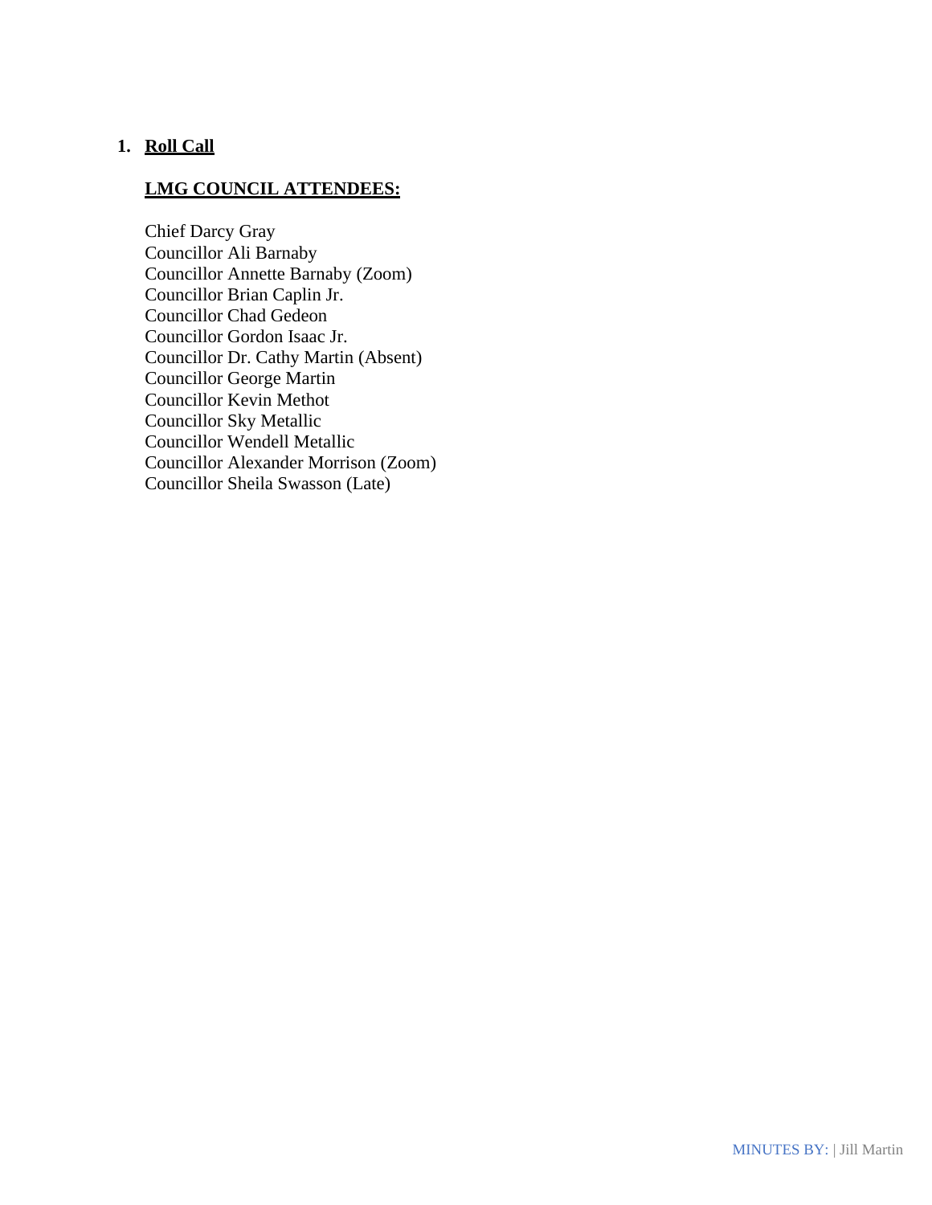1. **Roll Call**

**LMG COUNCIL ATTENDEES:**

Chief Darcy Gray
Councillor Ali Barnaby
Councillor Annette Barnaby (Zoom)
Councillor Brian Caplin Jr.
Councillor Chad Gedeon
Councillor Gordon Isaac Jr.
Councillor Dr. Cathy Martin (Absent)
Councillor George Martin
Councillor Kevin Methot
Councillor Sky Metallic
Councillor Wendell Metallic
Councillor Alexander Morrison (Zoom)
Councillor Sheila Swasson (Late)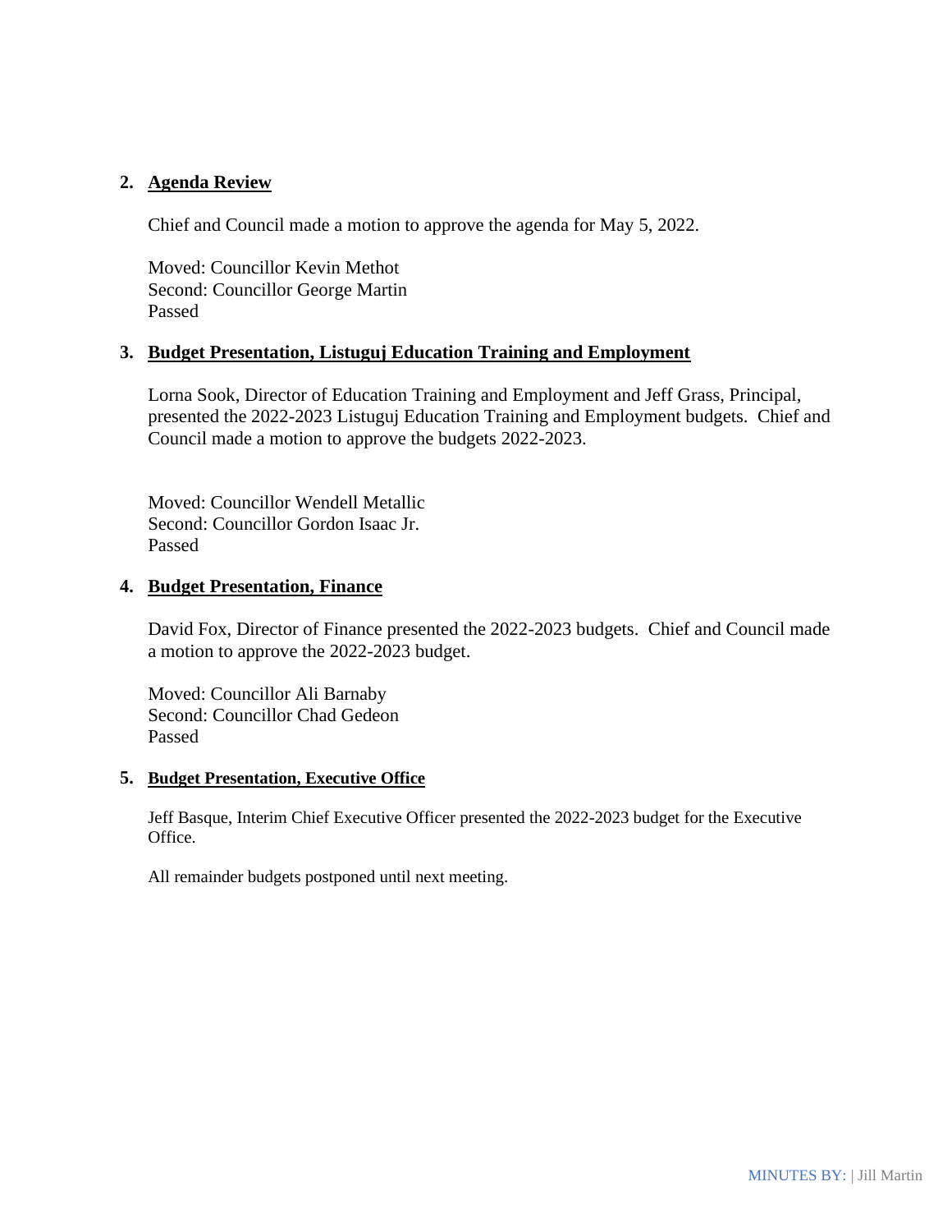2. **Agenda Review**

   Chief and Council made a motion to approve the agenda for May 5, 2022.

   Moved: Councillor Kevin Methot
   Second: Councillor George Martin
   Passed

3. **Budget Presentation, Listuguj Education Training and Employment**

   Lorna Sook, Director of Education Training and Employment and Jeff Grass, Principal, presented the 2022-2023 Listuguj Education Training and Employment budgets. Chief and Council made a motion to approve the budgets 2022-2023.

   Moved: Councillor Wendell Metallic
   Second: Councillor Gordon Isaac Jr.
   Passed

4. **Budget Presentation, Finance**

   David Fox, Director of Finance presented the 2022-2023 budgets. Chief and Council made a motion to approve the 2022-2023 budget.

   Moved: Councillor Ali Barnaby
   Second: Councillor Chad Gedeon
   Passed

5. **Budget Presentation, Executive Office**

   Jeff Basque, Interim Chief Executive Officer presented the 2022-2023 budget for the Executive Office.

   All remainder budgets postponed until next meeting.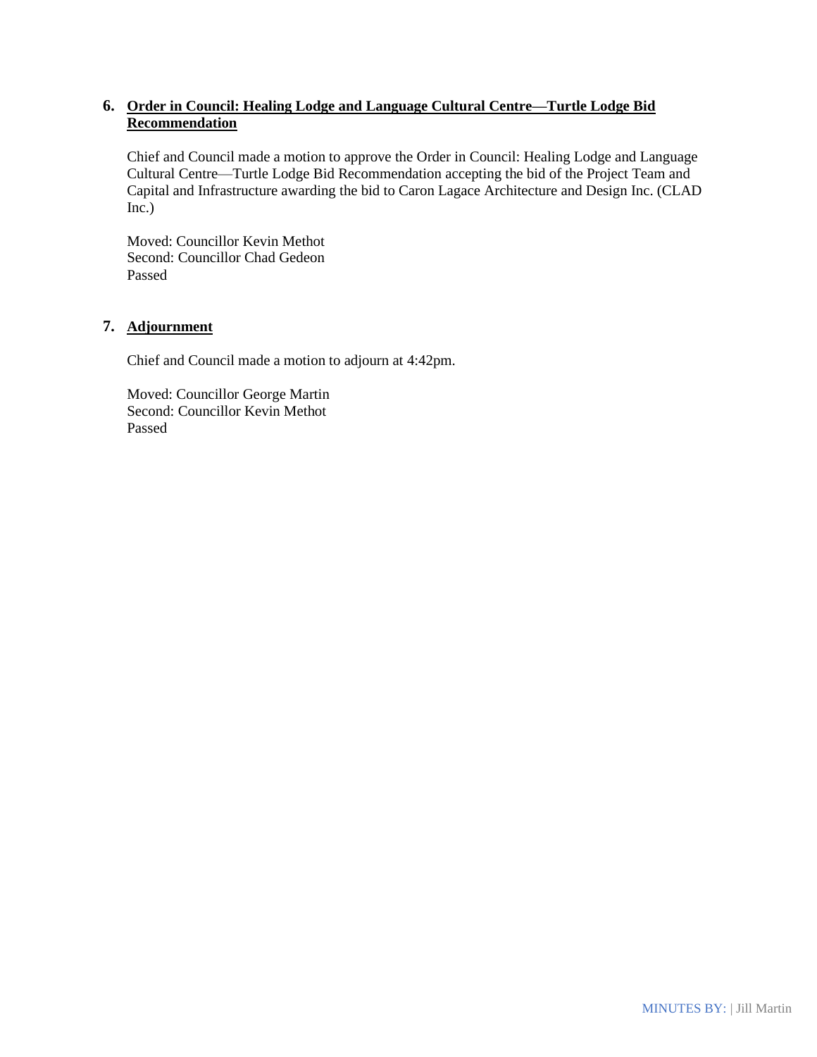6. **<u>Order in Council: Healing Lodge and Language Cultural Centre—Turtle Lodge Bid Recommendation</u>**

   Chief and Council made a motion to approve the Order in Council: Healing Lodge and Language Cultural Centre—Turtle Lodge Bid Recommendation accepting the bid of the Project Team and Capital and Infrastructure awarding the bid to Caron Lagace Architecture and Design Inc. (CLAD Inc.)

   Moved: Councillor Kevin Methot
   Second: Councillor Chad Gedeon
   Passed

7. **<u>Adjournment</u>**

   Chief and Council made a motion to adjourn at 4:42pm.

   Moved: Councillor George Martin
   Second: Councillor Kevin Methot
   Passed

MINUTES BY: | Jill Martin